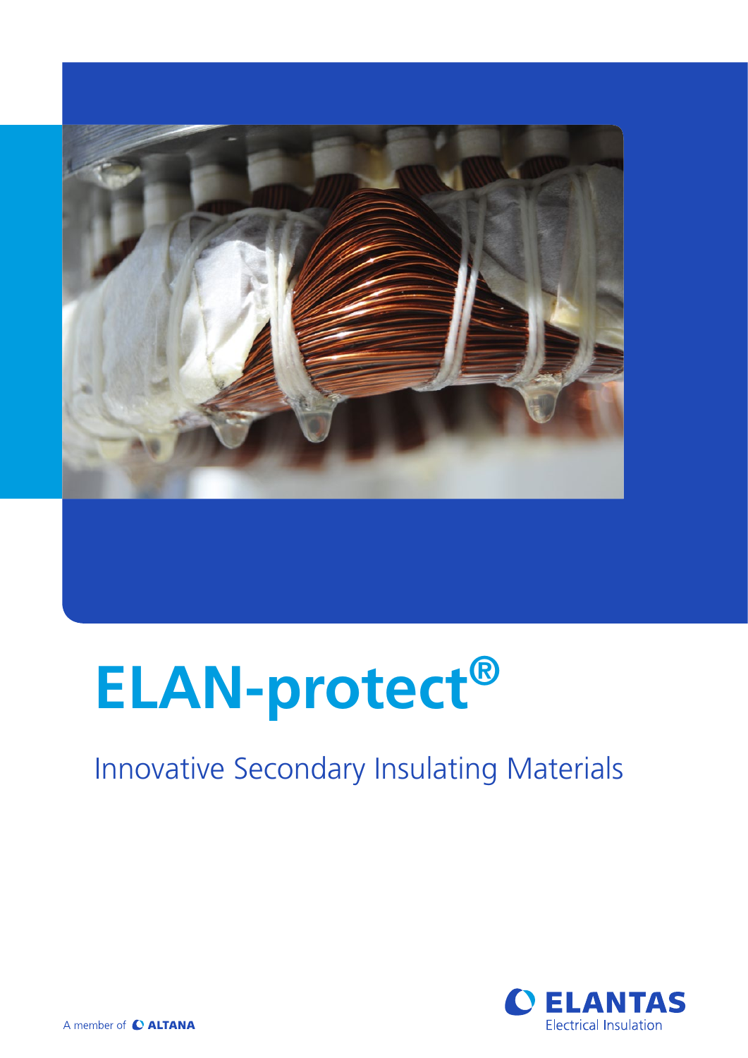# ELAN-protect®

Innovative Secondary Insulating Materials

ELANTAS Electrical Insulation

A member of ALTANA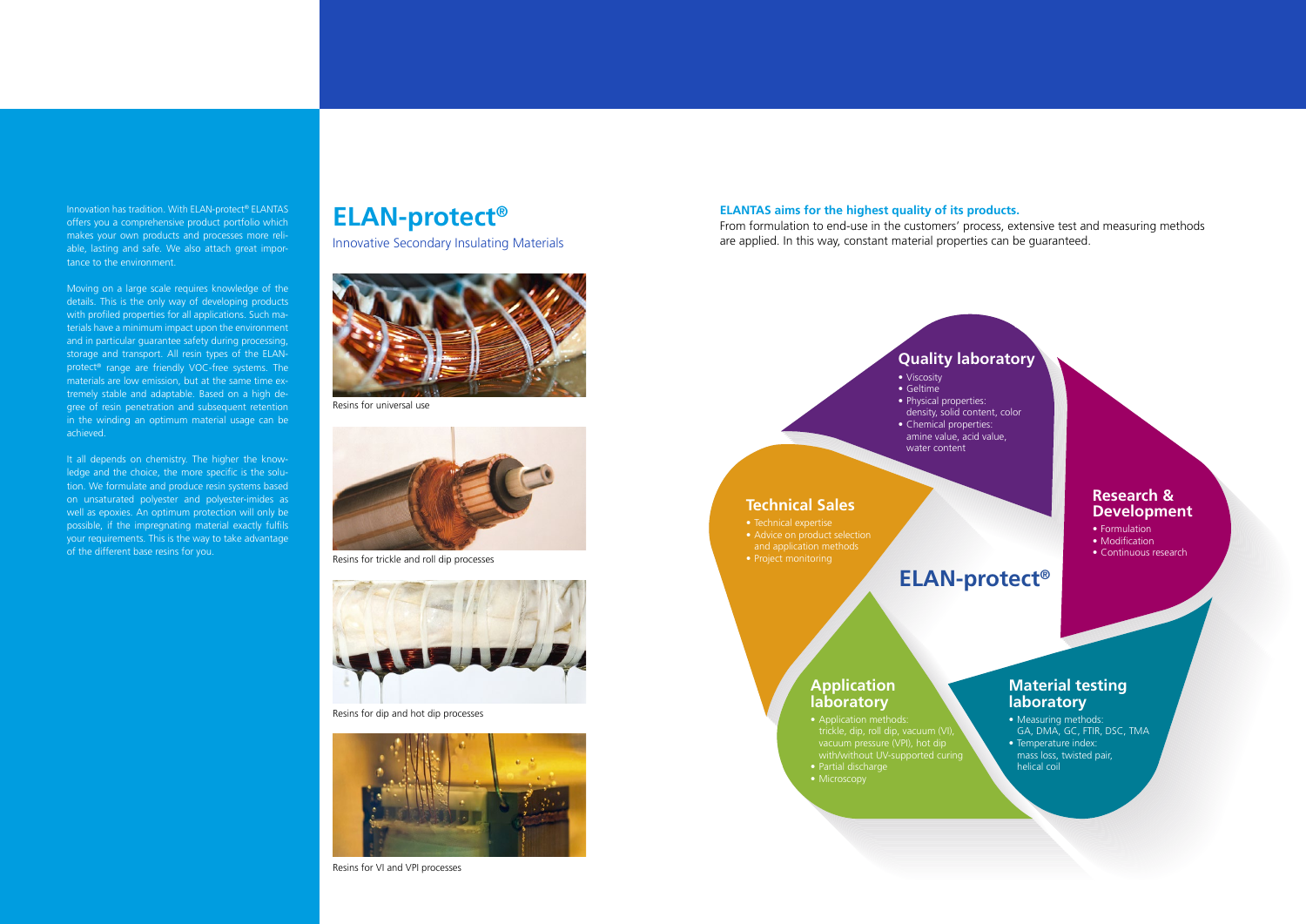Innovation has tradition. With ELAN-protect® ELANTAS offers you a comprehensive product portfolio which makes your own products and processes more reliable, lasting and safe. We also attach great importance to the environment.

Moving on a large scale requires knowledge of the details. This is the only way of developing products with profiled properties for all applications. Such materials have a minimum impact upon the environment and in particular guarantee safety during processing, storage and transport. All resin types of the ELAN-protect® range are friendly VOC-free systems. The materials are low emission, but at the same time extremely stable and adaptable. Based on a high degree of resin penetration and subsequent retention in the winding an optimum material usage can be achieved.

It all depends on chemistry. The higher the knowledge and the choice, the more specific is the solution. We formulate and produce resin systems based on unsaturated polyester and polyester-imides as well as epoxies. An optimum protection will only be possible, if the impregnating material exactly fulfils your requirements. This is the way to take advantage of the different base resins for you.

# ELAN-protect®

Innovative Secondary Insulating Materials

Resins for universal use

Resins for trickle and roll dip processes

Resins for dip and hot dip processes

Resins for VI and VPI processes

**ELANTAS aims for the highest quality of its products.**

From formulation to end-use in the customers' process, extensive test and measuring methods are applied. In this way, constant material properties can be guaranteed.

## ELAN-protect®

### Quality laboratory

- Viscosity
- Geltime
- Physical properties: density, solid content, color
- Chemical properties: amine value, acid value, water content

### Research & Development

- Formulation
- Modification
- Continuous research

### Material testing laboratory

- Measuring methods: GA, DMA, GC, FTIR, DSC, TMA
- Temperature index: mass loss, twisted pair, helical coil

### Application laboratory

- Application methods: trickle, dip, roll dip, vacuum (VI), vacuum pressure (VPI), hot dip with/without UV-supported curing
- Partial discharge
- Microscopy

### Technical Sales

- Technical expertise
- Advice on product selection and application methods
- Project monitoring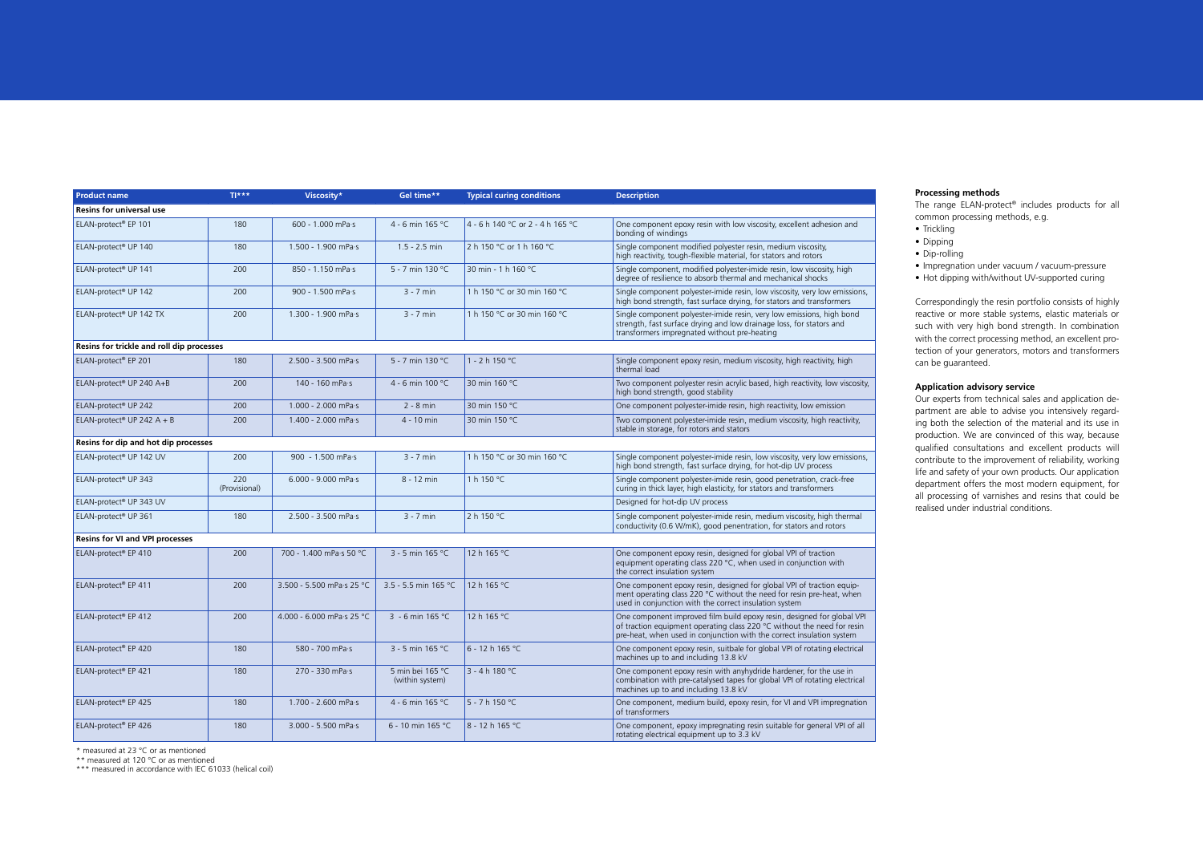| Product name | TI*** | Viscosity* | Gel time** | Typical curing conditions | Description |
|---|---|---|---|---|---|
| **Resins for universal use** | | | | | |
| ELAN-protect® EP 101 | 180 | 600 - 1.000 mPa·s | 4 - 6 min 165 °C | 4 - 6 h 140 °C or 2 - 4 h 165 °C | One component epoxy resin with low viscosity, excellent adhesion and bonding of windings |
| ELAN-protect® UP 140 | 180 | 1.500 - 1.900 mPa·s | 1.5 - 2.5 min | 2 h 150 °C or 1 h 160 °C | Single component modified polyester resin, medium viscosity, high reactivity, tough-flexible material, for stators and rotors |
| ELAN-protect® UP 141 | 200 | 850 - 1.150 mPa·s | 5 - 7 min 130 °C | 30 min - 1 h 160 °C | Single component, modified polyester-imide resin, low viscosity, high degree of resilience to absorb thermal and mechanical shocks |
| ELAN-protect® UP 142 | 200 | 900 - 1.500 mPa·s | 3 - 7 min | 1 h 150 °C or 30 min 160 °C | Single component polyester-imide resin, low viscosity, very low emissions, high bond strength, fast surface drying, for stators and transformers |
| ELAN-protect® UP 142 TX | 200 | 1.300 - 1.900 mPa·s | 3 - 7 min | 1 h 150 °C or 30 min 160 °C | Single component polyester-imide resin, very low emissions, high bond strength, fast surface drying and low drainage loss, for stators and transformers impregnated without pre-heating |
| **Resins for trickle and roll dip processes** | | | | | |
| ELAN-protect® EP 201 | 180 | 2.500 - 3.500 mPa·s | 5 - 7 min 130 °C | 1 - 2 h 150 °C | Single component epoxy resin, medium viscosity, high reactivity, high thermal load |
| ELAN-protect® UP 240 A+B | 200 | 140 - 160 mPa·s | 4 - 6 min 100 °C | 30 min 160 °C | Two component polyester resin acrylic based, high reactivity, low viscosity, high bond strength, good stability |
| ELAN-protect® UP 242 | 200 | 1.000 - 2.000 mPa·s | 2 - 8 min | 30 min 150 °C | One component polyester-imide resin, high reactivity, low emission |
| ELAN-protect® UP 242 A + B | 200 | 1.400 - 2.000 mPa·s | 4 - 10 min | 30 min 150 °C | Two component polyester-imide resin, medium viscosity, high reactivity, stable in storage, for rotors and stators |
| **Resins for dip and hot dip processes** | | | | | |
| ELAN-protect® UP 142 UV | 200 | 900 - 1.500 mPa·s | 3 - 7 min | 1 h 150 °C or 30 min 160 °C | Single component polyester-imide resin, low viscosity, very low emissions, high bond strength, fast surface drying, for hot-dip UV process |
| ELAN-protect® UP 343 | 220 (Provisional) | 6.000 - 9.000 mPa·s | 8 - 12 min | 1 h 150 °C | Single component polyester-imide resin, good penetration, crack-free curing in thick layer, high elasticity, for stators and transformers |
| ELAN-protect® UP 343 UV | | | | | Designed for hot-dip UV process |
| ELAN-protect® UP 361 | 180 | 2.500 - 3.500 mPa·s | 3 - 7 min | 2 h 150 °C | Single component polyester-imide resin, medium viscosity, high thermal conductivity (0.6 W/mK), good penentration, for stators and rotors |
| **Resins for VI and VPI processes** | | | | | |
| ELAN-protect® EP 410 | 200 | 700 - 1.400 mPa·s 50 °C | 3 - 5 min 165 °C | 12 h 165 °C | One component epoxy resin, designed for global VPI of traction equipment operating class 220 °C, when used in conjunction with the correct insulation system |
| ELAN-protect® EP 411 | 200 | 3.500 - 5.500 mPa·s 25 °C | 3.5 - 5.5 min 165 °C | 12 h 165 °C | One component epoxy resin, designed for global VPI of traction equipment operating class 220 °C without the need for resin pre-heat, when used in conjunction with the correct insulation system |
| ELAN-protect® EP 412 | 200 | 4.000 - 6.000 mPa·s 25 °C | 3 - 6 min 165 °C | 12 h 165 °C | One component improved film build epoxy resin, designed for global VPI of traction equipment operating class 220 °C without the need for resin pre-heat, when used in conjunction with the correct insulation system |
| ELAN-protect® EP 420 | 180 | 580 - 700 mPa·s | 3 - 5 min 165 °C | 6 - 12 h 165 °C | One component epoxy resin, suitbale for global VPI of rotating electrical machines up to and including 13.8 kV |
| ELAN-protect® EP 421 | 180 | 270 - 330 mPa·s | 5 min bei 165 °C (within system) | 3 - 4 h 180 °C | One component epoxy resin with anyhydride hardener, for the use in combination with pre-catalysed tapes for global VPI of rotating electrical machines up to and including 13.8 kV |
| ELAN-protect® EP 425 | 180 | 1.700 - 2.600 mPa·s | 4 - 6 min 165 °C | 5 - 7 h 150 °C | One component, medium build, epoxy resin, for VI and VPI impregnation of transformers |
| ELAN-protect® EP 426 | 180 | 3.000 - 5.500 mPa·s | 6 - 10 min 165 °C | 8 - 12 h 165 °C | One component, epoxy impregnating resin suitable for general VPI of all rotating electrical equipment up to 3.3 kV |

\* measured at 23 °C or as mentioned
\*\* measured at 120 °C or as mentioned
\*\*\* measured in accordance with IEC 61033 (helical coil)

**Processing methods**

The range ELAN-protect® includes products for all common processing methods, e.g.

- Trickling
- Dipping
- Dip-rolling
- Impregnation under vacuum / vacuum-pressure
- Hot dipping with/without UV-supported curing

Correspondingly the resin portfolio consists of highly reactive or more stable systems, elastic materials or such with very high bond strength. In combination with the correct processing method, an excellent protection of your generators, motors and transformers can be guaranteed.

**Application advisory service**

Our experts from technical sales and application department are able to advise you intensively regarding both the selection of the material and its use in production. We are convinced of this way, because qualified consultations and excellent products will contribute to the improvement of reliability, working life and safety of your own products. Our application department offers the most modern equipment, for all processing of varnishes and resins that could be realised under industrial conditions.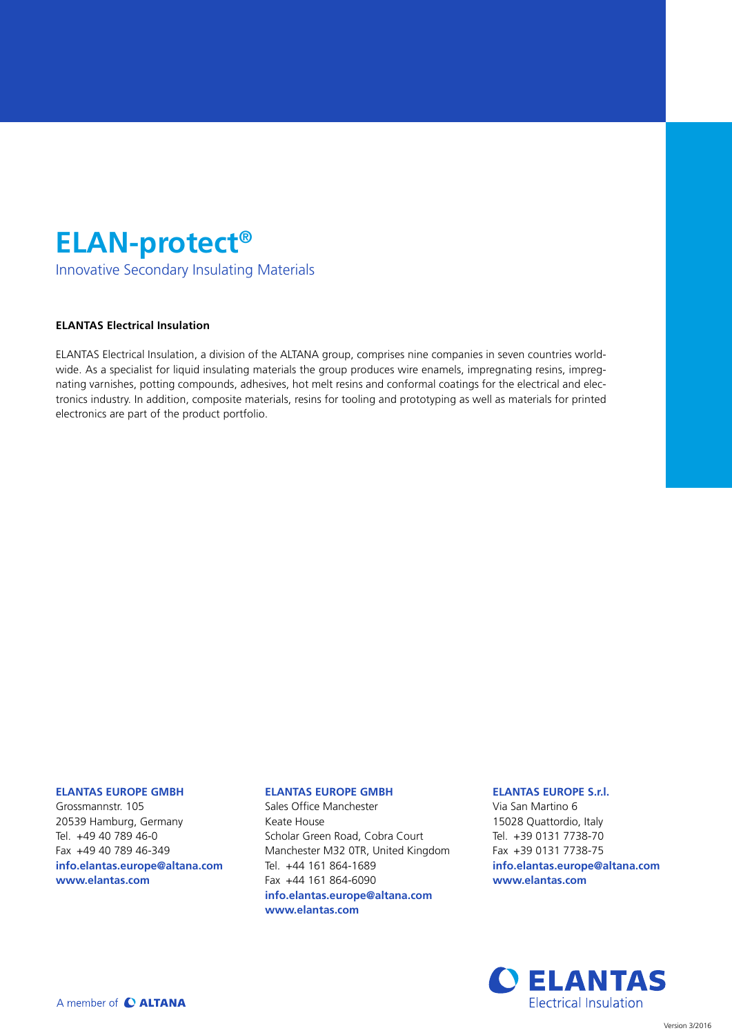# ELAN-protect®

Innovative Secondary Insulating Materials

**ELANTAS Electrical Insulation**

ELANTAS Electrical Insulation, a division of the ALTANA group, comprises nine companies in seven countries worldwide. As a specialist for liquid insulating materials the group produces wire enamels, impregnating resins, impregnating varnishes, potting compounds, adhesives, hot melt resins and conformal coatings for the electrical and electronics industry. In addition, composite materials, resins for tooling and prototyping as well as materials for printed electronics are part of the product portfolio.

**ELANTAS EUROPE GMBH**
Grossmannstr. 105
20539 Hamburg, Germany
Tel. +49 40 789 46-0
Fax +49 40 789 46-349
**info.elantas.europe@altana.com**
**www.elantas.com**

**ELANTAS EUROPE GMBH**
Sales Office Manchester
Keate House
Scholar Green Road, Cobra Court
Manchester M32 0TR, United Kingdom
Tel. +44 161 864-1689
Fax +44 161 864-6090
**info.elantas.europe@altana.com**
**www.elantas.com**

**ELANTAS EUROPE S.r.l.**
Via San Martino 6
15028 Quattordio, Italy
Tel. +39 0131 7738-70
Fax +39 0131 7738-75
**info.elantas.europe@altana.com**
**www.elantas.com**

A member of ALTANA

ELANTAS
Electrical Insulation

Version 3/2016